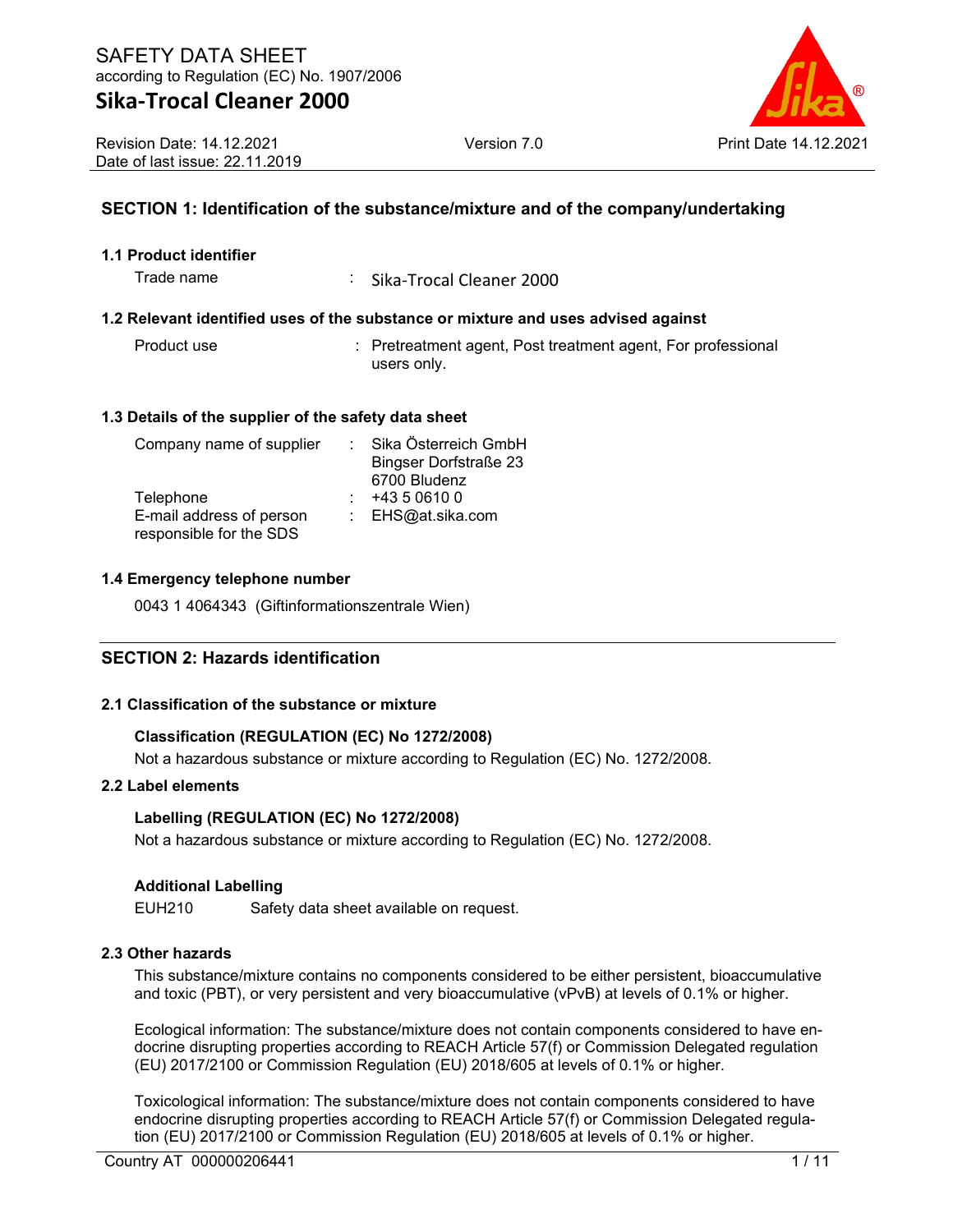# SAFETY DATA SHEET

according to Regulation (EC) No. 1907/2006

# Sika-Trocal Cleaner 2000

Revision Date: 14.12.2021
Date of last issue: 22.11.2019

Version 7.0

Print Date 14.12.2021

## SECTION 1: Identification of the substance/mixture and of the company/undertaking

### 1.1 Product identifier

Trade name : Sika-Trocal Cleaner 2000

### 1.2 Relevant identified uses of the substance or mixture and uses advised against

Product use : Pretreatment agent, Post treatment agent, For professional users only.

### 1.3 Details of the supplier of the safety data sheet

Company name of supplier : Sika Österreich GmbH
Bingser Dorfstraße 23
6700 Bludenz

Telephone : +43 5 0610 0

E-mail address of person responsible for the SDS : EHS@at.sika.com

### 1.4 Emergency telephone number

0043 1 4064343 (Giftinformationszentrale Wien)

## SECTION 2: Hazards identification

### 2.1 Classification of the substance or mixture

**Classification (REGULATION (EC) No 1272/2008)**

Not a hazardous substance or mixture according to Regulation (EC) No. 1272/2008.

### 2.2 Label elements

**Labelling (REGULATION (EC) No 1272/2008)**

Not a hazardous substance or mixture according to Regulation (EC) No. 1272/2008.

**Additional Labelling**

EUH210 Safety data sheet available on request.

### 2.3 Other hazards

This substance/mixture contains no components considered to be either persistent, bioaccumulative and toxic (PBT), or very persistent and very bioaccumulative (vPvB) at levels of 0.1% or higher.

Ecological information: The substance/mixture does not contain components considered to have endocrine disrupting properties according to REACH Article 57(f) or Commission Delegated regulation (EU) 2017/2100 or Commission Regulation (EU) 2018/605 at levels of 0.1% or higher.

Toxicological information: The substance/mixture does not contain components considered to have endocrine disrupting properties according to REACH Article 57(f) or Commission Delegated regulation (EU) 2017/2100 or Commission Regulation (EU) 2018/605 at levels of 0.1% or higher.

Country AT 000000206441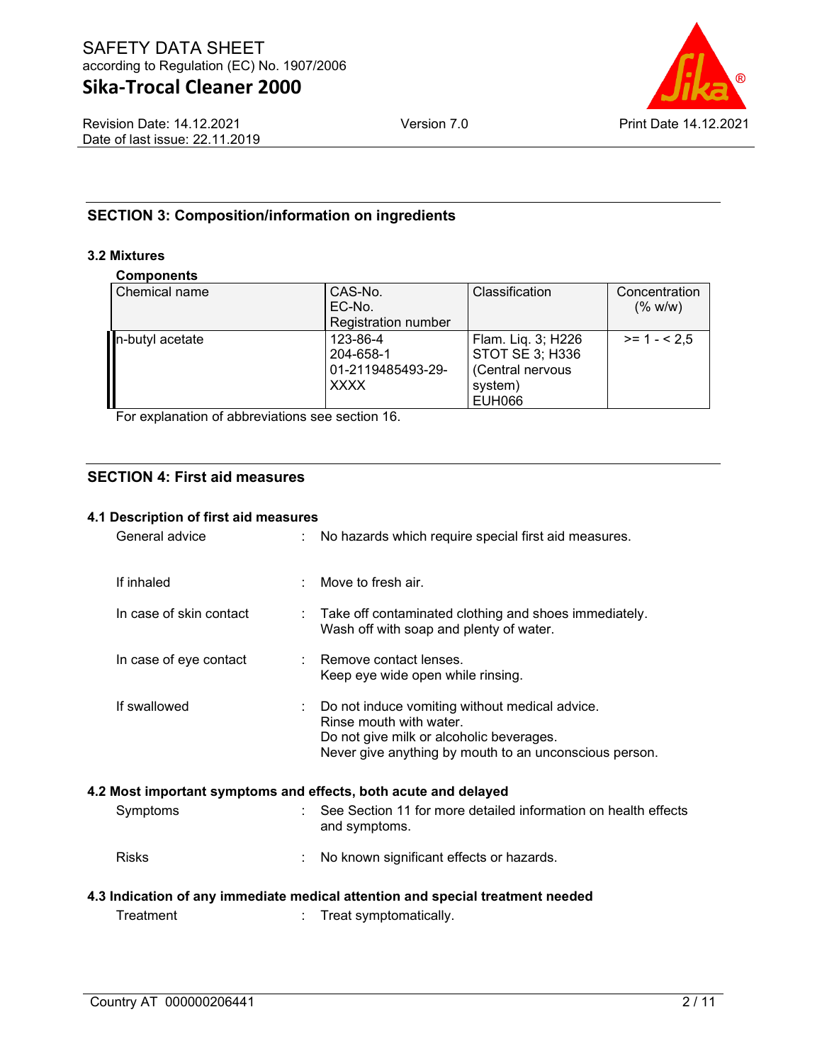## SECTION 3: Composition/information on ingredients

### 3.2 Mixtures

**Components**

| Chemical name | CAS-No.<br>EC-No.<br>Registration number | Classification | Concentration (% w/w) |
|---|---|---|---|
| n-butyl acetate | 123-86-4<br>204-658-1<br>01-2119485493-29-XXXX | Flam. Liq. 3; H226<br>STOT SE 3; H336 (Central nervous system)<br>EUH066 | >= 1 - < 2,5 |

For explanation of abbreviations see section 16.

## SECTION 4: First aid measures

### 4.1 Description of first aid measures

General advice : No hazards which require special first aid measures.

If inhaled : Move to fresh air.

In case of skin contact : Take off contaminated clothing and shoes immediately.
Wash off with soap and plenty of water.

In case of eye contact : Remove contact lenses.
Keep eye wide open while rinsing.

If swallowed : Do not induce vomiting without medical advice.
Rinse mouth with water.
Do not give milk or alcoholic beverages.
Never give anything by mouth to an unconscious person.

### 4.2 Most important symptoms and effects, both acute and delayed

Symptoms : See Section 11 for more detailed information on health effects and symptoms.

Risks : No known significant effects or hazards.

### 4.3 Indication of any immediate medical attention and special treatment needed

Treatment : Treat symptomatically.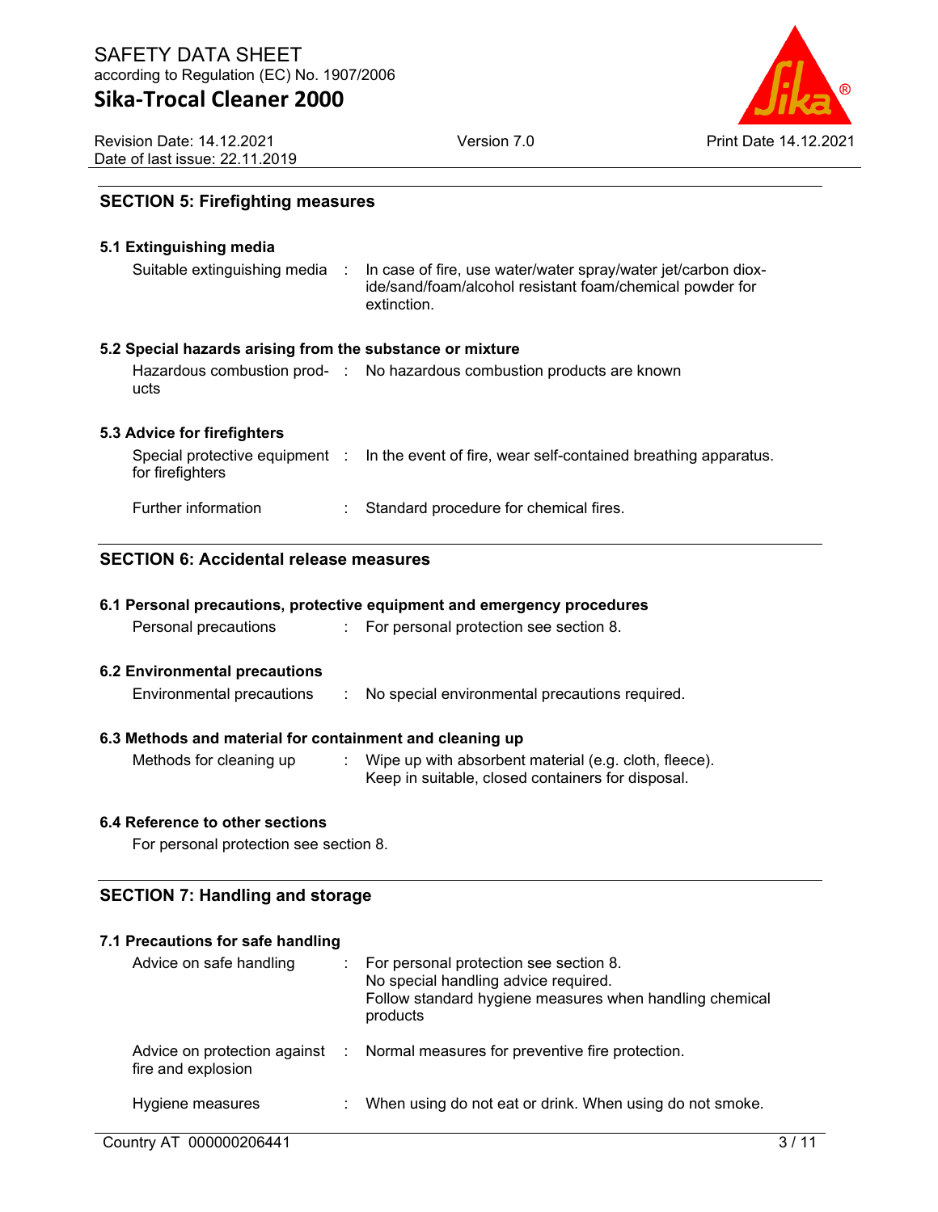## SECTION 5: Firefighting measures

### 5.1 Extinguishing media

| | | |
|---|---|---|
| Suitable extinguishing media | : | In case of fire, use water/water spray/water jet/carbon dioxide/sand/foam/alcohol resistant foam/chemical powder for extinction. |

### 5.2 Special hazards arising from the substance or mixture

| | | |
|---|---|---|
| Hazardous combustion products | : | No hazardous combustion products are known |

### 5.3 Advice for firefighters

| | | |
|---|---|---|
| Special protective equipment for firefighters | : | In the event of fire, wear self-contained breathing apparatus. |
| Further information | : | Standard procedure for chemical fires. |

## SECTION 6: Accidental release measures

### 6.1 Personal precautions, protective equipment and emergency procedures

| | | |
|---|---|---|
| Personal precautions | : | For personal protection see section 8. |

### 6.2 Environmental precautions

| | | |
|---|---|---|
| Environmental precautions | : | No special environmental precautions required. |

### 6.3 Methods and material for containment and cleaning up

| | | |
|---|---|---|
| Methods for cleaning up | : | Wipe up with absorbent material (e.g. cloth, fleece).<br>Keep in suitable, closed containers for disposal. |

### 6.4 Reference to other sections

For personal protection see section 8.

## SECTION 7: Handling and storage

### 7.1 Precautions for safe handling

| | | |
|---|---|---|
| Advice on safe handling | : | For personal protection see section 8.<br>No special handling advice required.<br>Follow standard hygiene measures when handling chemical products |
| Advice on protection against fire and explosion | : | Normal measures for preventive fire protection. |
| Hygiene measures | : | When using do not eat or drink. When using do not smoke. |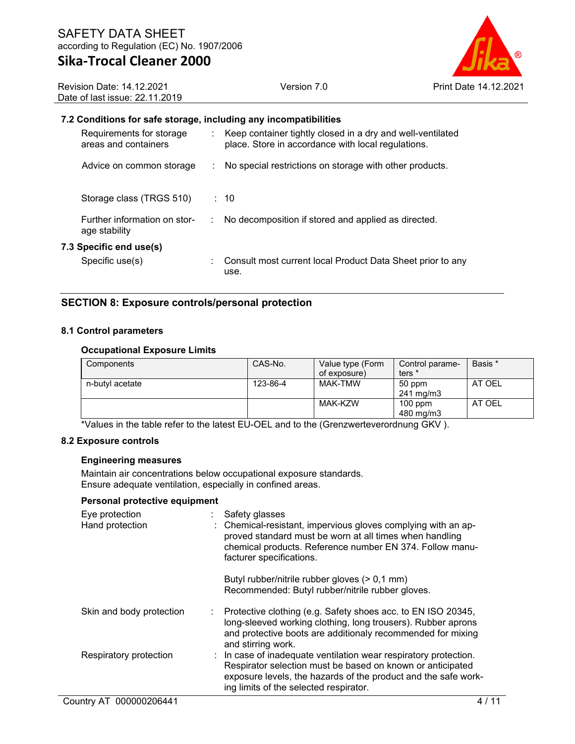### 7.2 Conditions for safe storage, including any incompatibilities

Requirements for storage areas and containers : Keep container tightly closed in a dry and well-ventilated place. Store in accordance with local regulations.

Advice on common storage : No special restrictions on storage with other products.

Storage class (TRGS 510) : 10

Further information on storage stability : No decomposition if stored and applied as directed.

### 7.3 Specific end use(s)

Specific use(s) : Consult most current local Product Data Sheet prior to any use.

## SECTION 8: Exposure controls/personal protection

### 8.1 Control parameters

#### Occupational Exposure Limits

| Components | CAS-No. | Value type (Form of exposure) | Control parameters * | Basis * |
|---|---|---|---|---|
| n-butyl acetate | 123-86-4 | MAK-TMW | 50 ppm<br>241 mg/m3 | AT OEL |
| | | MAK-KZW | 100 ppm<br>480 mg/m3 | AT OEL |

*Values in the table refer to the latest EU-OEL and to the (Grenzwerteverordnung GKV ).

### 8.2 Exposure controls

#### Engineering measures

Maintain air concentrations below occupational exposure standards.
Ensure adequate ventilation, especially in confined areas.

#### Personal protective equipment

Eye protection : Safety glasses

Hand protection : Chemical-resistant, impervious gloves complying with an approved standard must be worn at all times when handling chemical products. Reference number EN 374. Follow manufacturer specifications.

Butyl rubber/nitrile rubber gloves (> 0,1 mm)
Recommended: Butyl rubber/nitrile rubber gloves.

Skin and body protection : Protective clothing (e.g. Safety shoes acc. to EN ISO 20345, long-sleeved working clothing, long trousers). Rubber aprons and protective boots are additionaly recommended for mixing and stirring work.

Respiratory protection : In case of inadequate ventilation wear respiratory protection. Respirator selection must be based on known or anticipated exposure levels, the hazards of the product and the safe working limits of the selected respirator.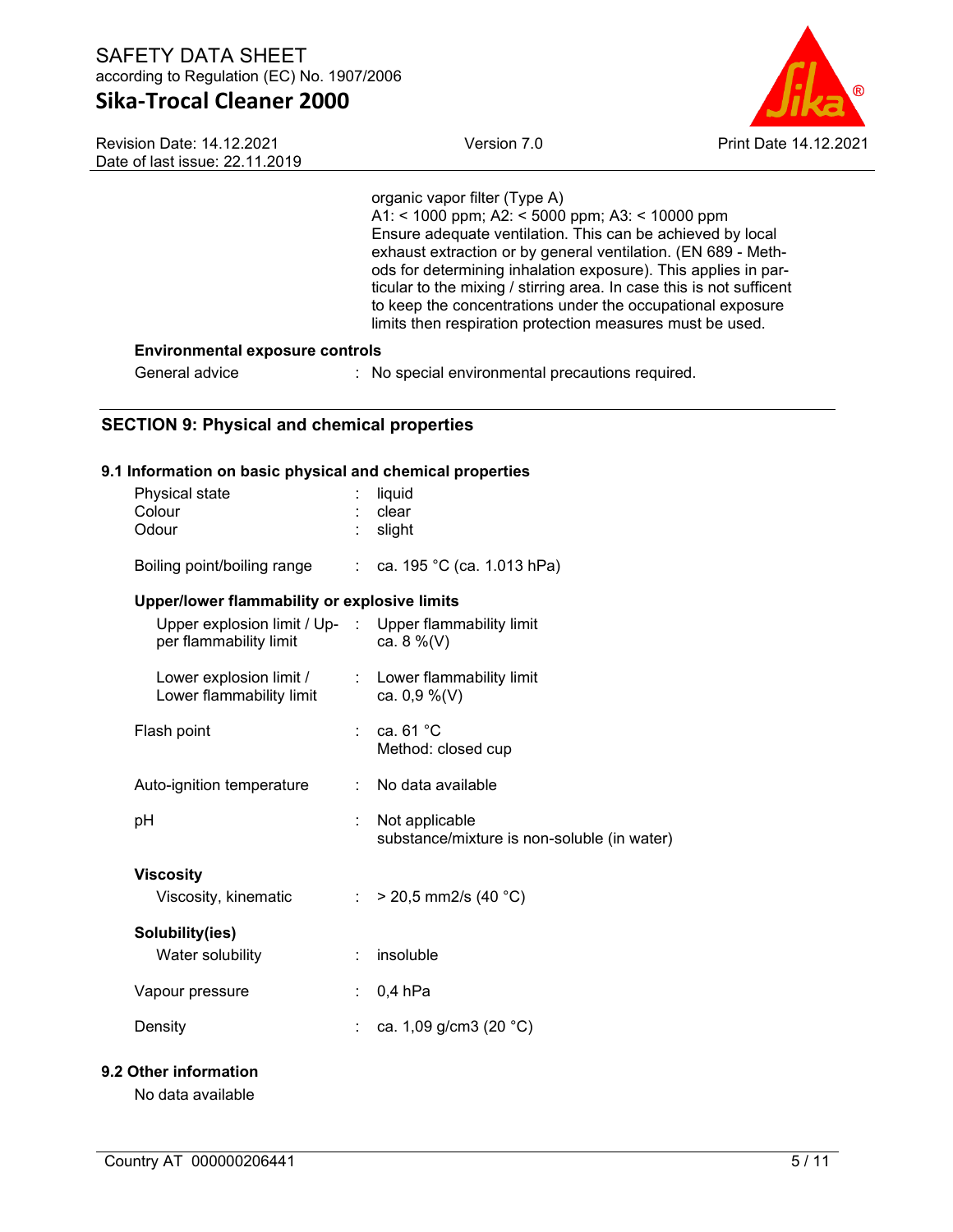organic vapor filter (Type A)
A1: < 1000 ppm; A2: < 5000 ppm; A3: < 10000 ppm
Ensure adequate ventilation. This can be achieved by local exhaust extraction or by general ventilation. (EN 689 - Methods for determining inhalation exposure). This applies in particular to the mixing / stirring area. In case this is not sufficent to keep the concentrations under the occupational exposure limits then respiration protection measures must be used.

**Environmental exposure controls**

General advice : No special environmental precautions required.

## SECTION 9: Physical and chemical properties

### 9.1 Information on basic physical and chemical properties

| | |
|---|---|
| Physical state | : liquid |
| Colour | : clear |
| Odour | : slight |
| Boiling point/boiling range | : ca. 195 °C (ca. 1.013 hPa) |

**Upper/lower flammability or explosive limits**

| | |
|---|---|
| Upper explosion limit / Upper flammability limit | : Upper flammability limit ca. 8 %(V) |
| Lower explosion limit / Lower flammability limit | : Lower flammability limit ca. 0,9 %(V) |
| Flash point | : ca. 61 °C Method: closed cup |
| Auto-ignition temperature | : No data available |
| pH | : Not applicable substance/mixture is non-soluble (in water) |

**Viscosity**

| | |
|---|---|
| Viscosity, kinematic | : > 20,5 mm2/s (40 °C) |

**Solubility(ies)**

| | |
|---|---|
| Water solubility | : insoluble |
| Vapour pressure | : 0,4 hPa |
| Density | : ca. 1,09 g/cm3 (20 °C) |

### 9.2 Other information

No data available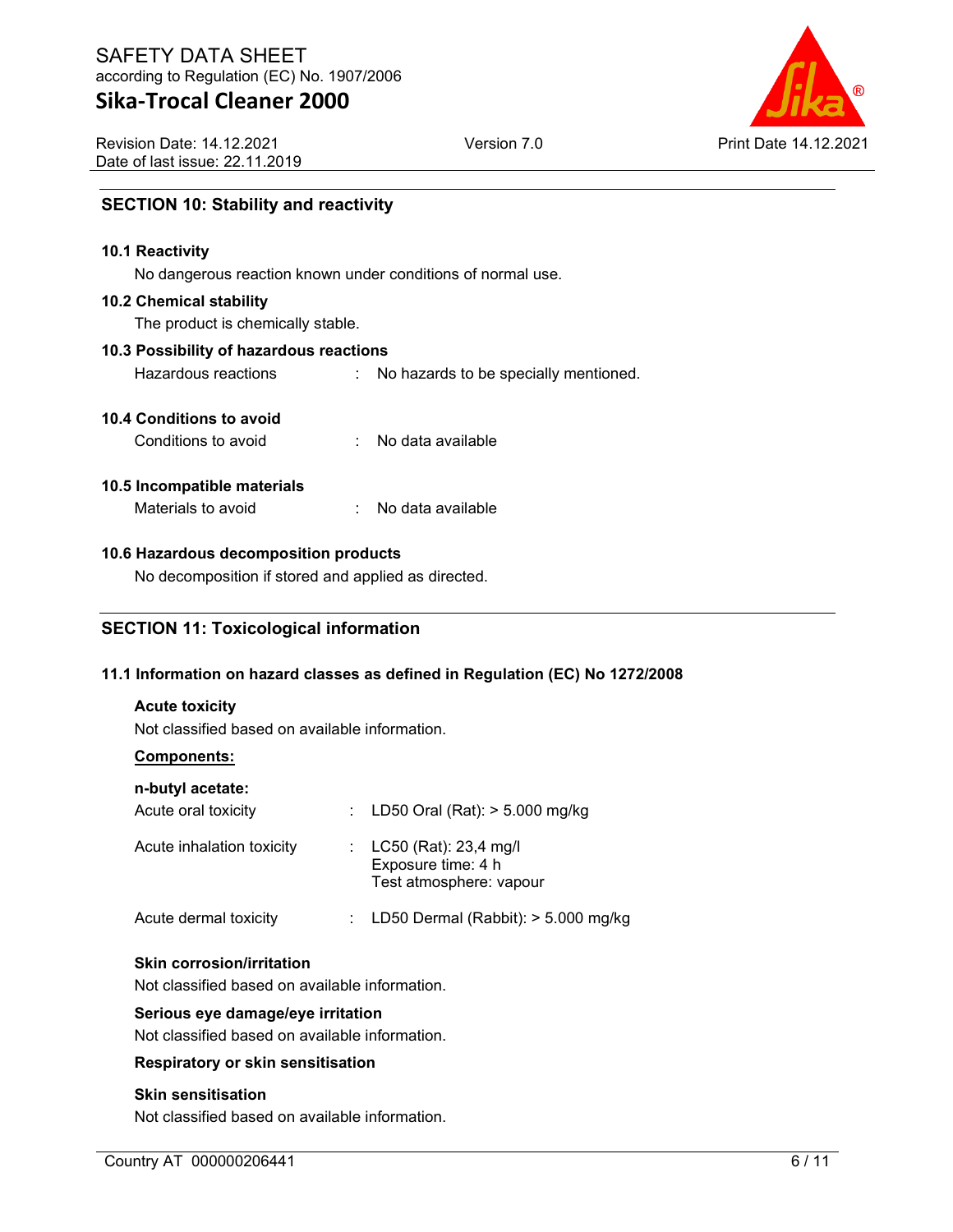## SECTION 10: Stability and reactivity

### 10.1 Reactivity

No dangerous reaction known under conditions of normal use.

### 10.2 Chemical stability

The product is chemically stable.

### 10.3 Possibility of hazardous reactions

Hazardous reactions : No hazards to be specially mentioned.

### 10.4 Conditions to avoid

Conditions to avoid : No data available

### 10.5 Incompatible materials

Materials to avoid : No data available

### 10.6 Hazardous decomposition products

No decomposition if stored and applied as directed.

## SECTION 11: Toxicological information

### 11.1 Information on hazard classes as defined in Regulation (EC) No 1272/2008

**Acute toxicity**

Not classified based on available information.

**Components:**

**n-butyl acetate:**

Acute oral toxicity : LD50 Oral (Rat): > 5.000 mg/kg

Acute inhalation toxicity : LC50 (Rat): 23,4 mg/l
Exposure time: 4 h
Test atmosphere: vapour

Acute dermal toxicity : LD50 Dermal (Rabbit): > 5.000 mg/kg

**Skin corrosion/irritation**

Not classified based on available information.

**Serious eye damage/eye irritation**

Not classified based on available information.

**Respiratory or skin sensitisation**

**Skin sensitisation**

Not classified based on available information.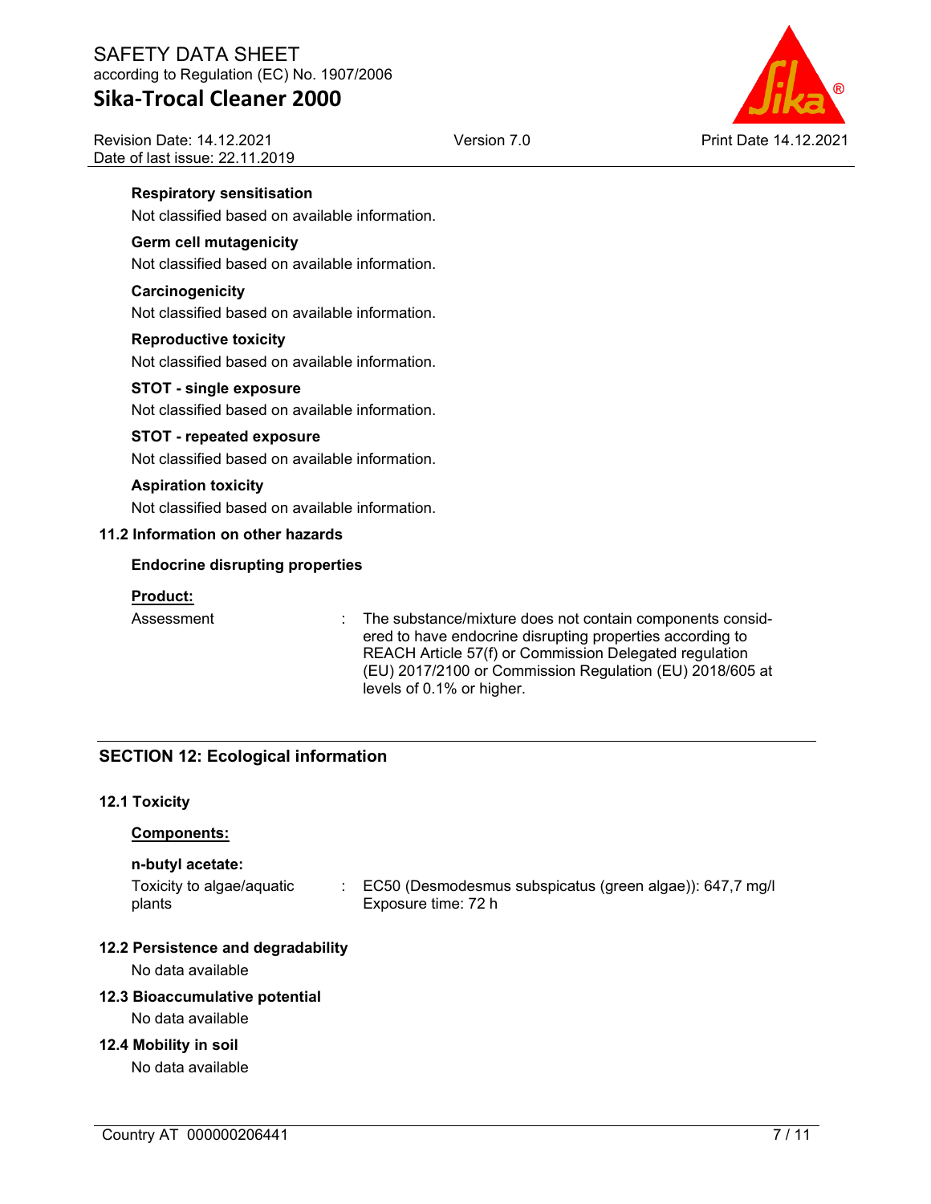**Respiratory sensitisation**

Not classified based on available information.

**Germ cell mutagenicity**

Not classified based on available information.

**Carcinogenicity**

Not classified based on available information.

**Reproductive toxicity**

Not classified based on available information.

**STOT - single exposure**

Not classified based on available information.

**STOT - repeated exposure**

Not classified based on available information.

**Aspiration toxicity**

Not classified based on available information.

### 11.2 Information on other hazards

**Endocrine disrupting properties**

**Product:**

Assessment : The substance/mixture does not contain components considered to have endocrine disrupting properties according to REACH Article 57(f) or Commission Delegated regulation (EU) 2017/2100 or Commission Regulation (EU) 2018/605 at levels of 0.1% or higher.

## SECTION 12: Ecological information

### 12.1 Toxicity

**Components:**

**n-butyl acetate:**

Toxicity to algae/aquatic plants : EC50 (Desmodesmus subspicatus (green algae)): 647,7 mg/l
Exposure time: 72 h

### 12.2 Persistence and degradability

No data available

### 12.3 Bioaccumulative potential

No data available

### 12.4 Mobility in soil

No data available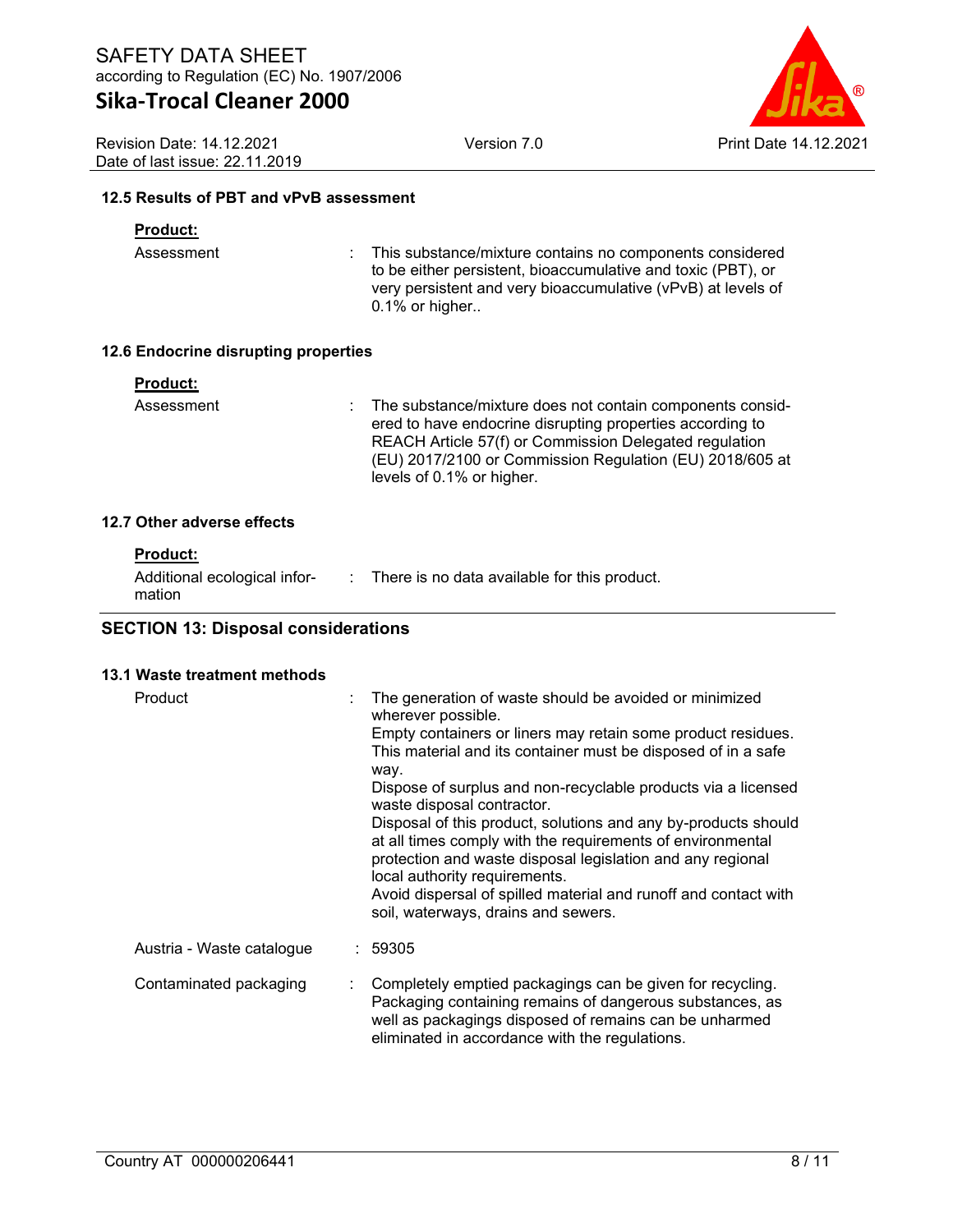### 12.5 Results of PBT and vPvB assessment

**Product:**

Assessment : This substance/mixture contains no components considered to be either persistent, bioaccumulative and toxic (PBT), or very persistent and very bioaccumulative (vPvB) at levels of 0.1% or higher..

### 12.6 Endocrine disrupting properties

**Product:**

Assessment : The substance/mixture does not contain components considered to have endocrine disrupting properties according to REACH Article 57(f) or Commission Delegated regulation (EU) 2017/2100 or Commission Regulation (EU) 2018/605 at levels of 0.1% or higher.

### 12.7 Other adverse effects

**Product:**

Additional ecological information : There is no data available for this product.

## SECTION 13: Disposal considerations

### 13.1 Waste treatment methods

Product : The generation of waste should be avoided or minimized wherever possible.
Empty containers or liners may retain some product residues.
This material and its container must be disposed of in a safe way.
Dispose of surplus and non-recyclable products via a licensed waste disposal contractor.
Disposal of this product, solutions and any by-products should at all times comply with the requirements of environmental protection and waste disposal legislation and any regional local authority requirements.
Avoid dispersal of spilled material and runoff and contact with soil, waterways, drains and sewers.

Austria - Waste catalogue : 59305

Contaminated packaging : Completely emptied packagings can be given for recycling. Packaging containing remains of dangerous substances, as well as packagings disposed of remains can be unharmed eliminated in accordance with the regulations.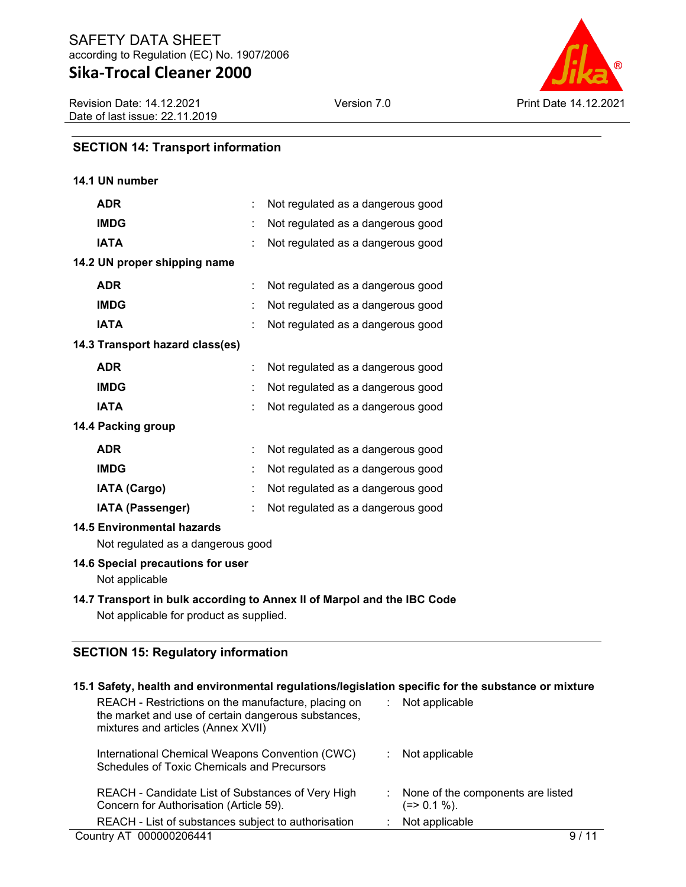## SECTION 14: Transport information

### 14.1 UN number

| | | |
|---|---|---|
| **ADR** | : | Not regulated as a dangerous good |
| **IMDG** | : | Not regulated as a dangerous good |
| **IATA** | : | Not regulated as a dangerous good |

### 14.2 UN proper shipping name

| | | |
|---|---|---|
| **ADR** | : | Not regulated as a dangerous good |
| **IMDG** | : | Not regulated as a dangerous good |
| **IATA** | : | Not regulated as a dangerous good |

### 14.3 Transport hazard class(es)

| | | |
|---|---|---|
| **ADR** | : | Not regulated as a dangerous good |
| **IMDG** | : | Not regulated as a dangerous good |
| **IATA** | : | Not regulated as a dangerous good |

### 14.4 Packing group

| | | |
|---|---|---|
| **ADR** | : | Not regulated as a dangerous good |
| **IMDG** | : | Not regulated as a dangerous good |
| **IATA (Cargo)** | : | Not regulated as a dangerous good |
| **IATA (Passenger)** | : | Not regulated as a dangerous good |

### 14.5 Environmental hazards

Not regulated as a dangerous good

### 14.6 Special precautions for user

Not applicable

### 14.7 Transport in bulk according to Annex II of Marpol and the IBC Code

Not applicable for product as supplied.

## SECTION 15: Regulatory information

### 15.1 Safety, health and environmental regulations/legislation specific for the substance or mixture

| | | |
|---|---|---|
| REACH - Restrictions on the manufacture, placing on the market and use of certain dangerous substances, mixtures and articles (Annex XVII) | : | Not applicable |
| International Chemical Weapons Convention (CWC) Schedules of Toxic Chemicals and Precursors | : | Not applicable |
| REACH - Candidate List of Substances of Very High Concern for Authorisation (Article 59). | : | None of the components are listed (=> 0.1 %). |
| REACH - List of substances subject to authorisation | : | Not applicable |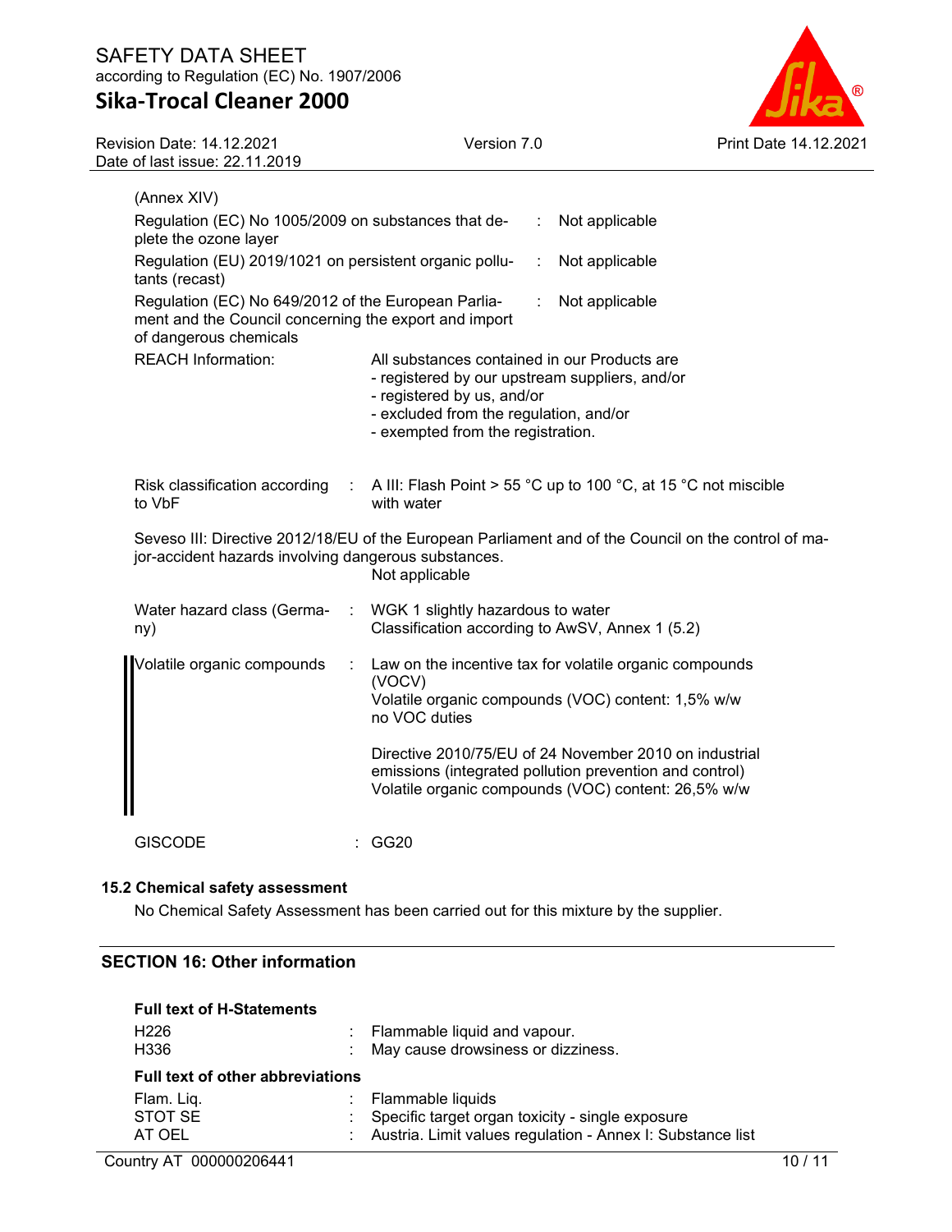(Annex XIV)

| | | |
|---|---|---|
| Regulation (EC) No 1005/2009 on substances that deplete the ozone layer | : | Not applicable |
| Regulation (EU) 2019/1021 on persistent organic pollutants (recast) | : | Not applicable |
| Regulation (EC) No 649/2012 of the European Parliament and the Council concerning the export and import of dangerous chemicals | : | Not applicable |

REACH Information: All substances contained in our Products are
- registered by our upstream suppliers, and/or
- registered by us, and/or
- excluded from the regulation, and/or
- exempted from the registration.

Risk classification according to VbF : A III: Flash Point > 55 °C up to 100 °C, at 15 °C not miscible with water

Seveso III: Directive 2012/18/EU of the European Parliament and of the Council on the control of major-accident hazards involving dangerous substances.
Not applicable

Water hazard class (Germany) : WGK 1 slightly hazardous to water
Classification according to AwSV, Annex 1 (5.2)

Volatile organic compounds : Law on the incentive tax for volatile organic compounds (VOCV)
Volatile organic compounds (VOC) content: 1,5% w/w
no VOC duties

Directive 2010/75/EU of 24 November 2010 on industrial emissions (integrated pollution prevention and control)
Volatile organic compounds (VOC) content: 26,5% w/w

GISCODE : GG20

### 15.2 Chemical safety assessment

No Chemical Safety Assessment has been carried out for this mixture by the supplier.

## SECTION 16: Other information

**Full text of H-Statements**

| | | |
|---|---|---|
| H226 | : | Flammable liquid and vapour. |
| H336 | : | May cause drowsiness or dizziness. |

**Full text of other abbreviations**

| | | |
|---|---|---|
| Flam. Liq. | : | Flammable liquids |
| STOT SE | : | Specific target organ toxicity - single exposure |
| AT OEL | : | Austria. Limit values regulation - Annex I: Substance list |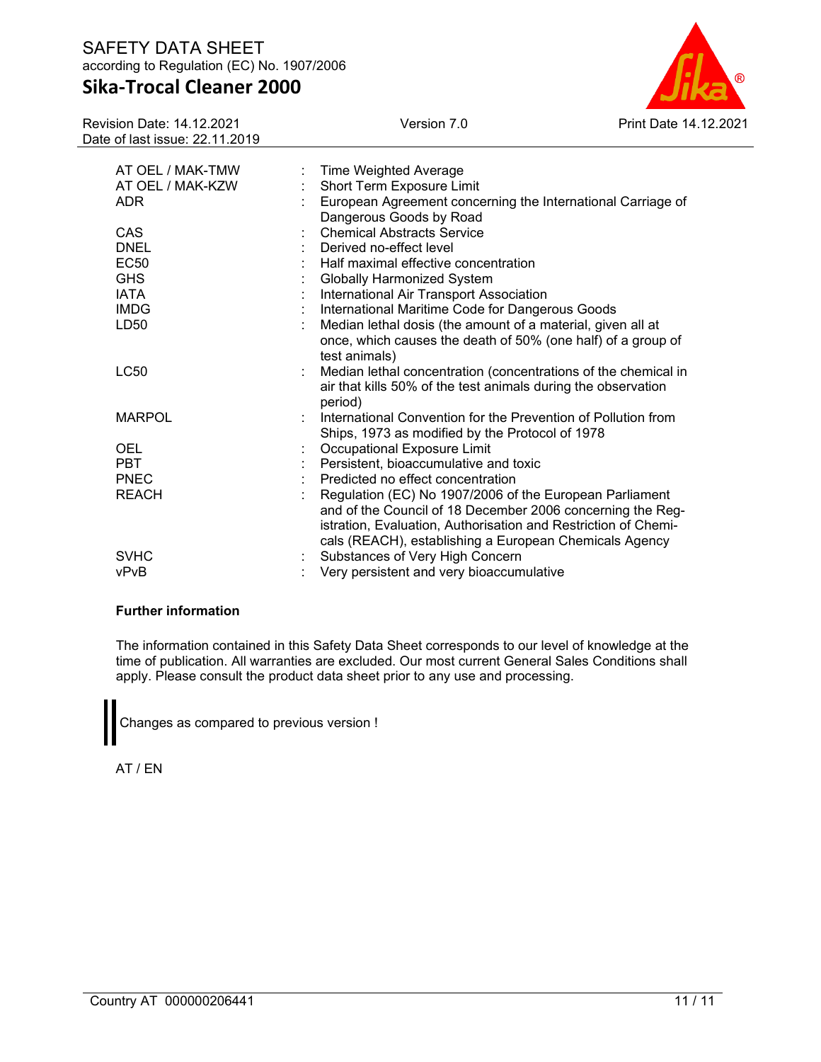| | | |
|---|---|---|
| AT OEL / MAK-TMW | : | Time Weighted Average |
| AT OEL / MAK-KZW | : | Short Term Exposure Limit |
| ADR | : | European Agreement concerning the International Carriage of Dangerous Goods by Road |
| CAS | : | Chemical Abstracts Service |
| DNEL | : | Derived no-effect level |
| EC50 | : | Half maximal effective concentration |
| GHS | : | Globally Harmonized System |
| IATA | : | International Air Transport Association |
| IMDG | : | International Maritime Code for Dangerous Goods |
| LD50 | : | Median lethal dosis (the amount of a material, given all at once, which causes the death of 50% (one half) of a group of test animals) |
| LC50 | : | Median lethal concentration (concentrations of the chemical in air that kills 50% of the test animals during the observation period) |
| MARPOL | : | International Convention for the Prevention of Pollution from Ships, 1973 as modified by the Protocol of 1978 |
| OEL | : | Occupational Exposure Limit |
| PBT | : | Persistent, bioaccumulative and toxic |
| PNEC | : | Predicted no effect concentration |
| REACH | : | Regulation (EC) No 1907/2006 of the European Parliament and of the Council of 18 December 2006 concerning the Registration, Evaluation, Authorisation and Restriction of Chemicals (REACH), establishing a European Chemicals Agency |
| SVHC | : | Substances of Very High Concern |
| vPvB | : | Very persistent and very bioaccumulative |

**Further information**

The information contained in this Safety Data Sheet corresponds to our level of knowledge at the time of publication. All warranties are excluded. Our most current General Sales Conditions shall apply. Please consult the product data sheet prior to any use and processing.

Changes as compared to previous version !

AT / EN